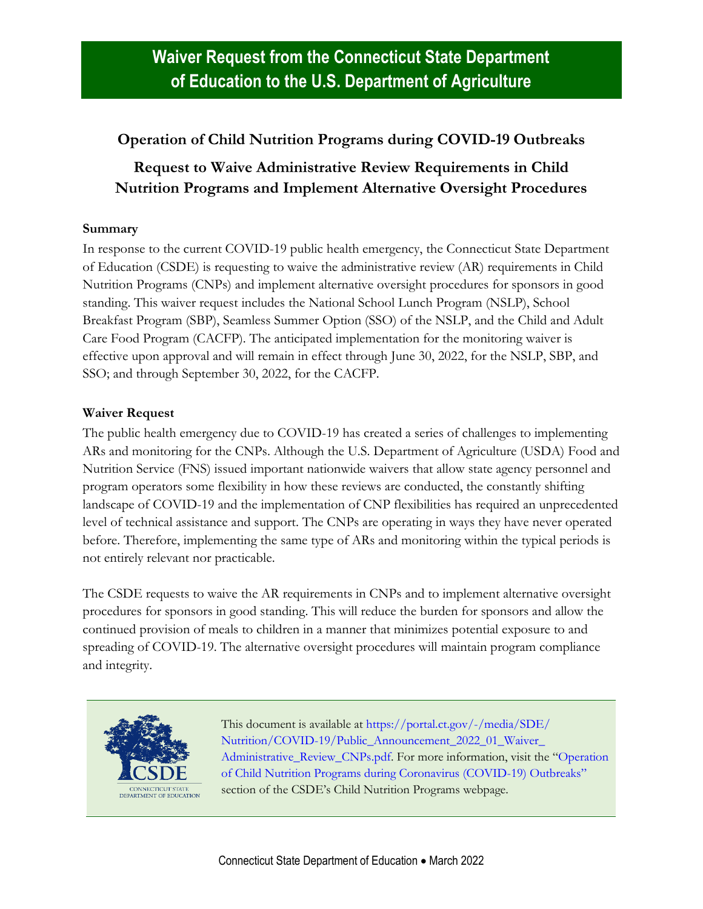# Waiver Request from the Connecticut State Department of Education to the U.S. Department of Agriculture

## Operation of Child Nutrition Programs during COVID-19 Outbreaks

## Request to Waive Administrative Review Requirements in Child Nutrition Programs and Implement Alternative Oversight Procedures

### Summary

In response to the current COVID-19 public health emergency, the Connecticut State Department of Education (CSDE) is requesting to waive the administrative review (AR) requirements in Child Nutrition Programs (CNPs) and implement alternative oversight procedures for sponsors in good standing. This waiver request includes the National School Lunch Program (NSLP), School Breakfast Program (SBP), Seamless Summer Option (SSO) of the NSLP, and the Child and Adult Care Food Program (CACFP). The anticipated implementation for the monitoring waiver is effective upon approval and will remain in effect through June 30, 2022, for the NSLP, SBP, and SSO; and through September 30, 2022, for the CACFP.

### Waiver Request

The public health emergency due to COVID-19 has created a series of challenges to implementing ARs and monitoring for the CNPs. Although the U.S. Department of Agriculture (USDA) Food and Nutrition Service (FNS) issued important nationwide waivers that allow state agency personnel and program operators some flexibility in how these reviews are conducted, the constantly shifting landscape of COVID-19 and the implementation of CNP flexibilities has required an unprecedented level of technical assistance and support. The CNPs are operating in ways they have never operated before. Therefore, implementing the same type of ARs and monitoring within the typical periods is not entirely relevant nor practicable.

The CSDE requests to waive the AR requirements in CNPs and to implement alternative oversight procedures for sponsors in good standing. This will reduce the burden for sponsors and allow the continued provision of meals to children in a manner that minimizes potential exposure to and spreading of COVID-19. The alternative oversight procedures will maintain program compliance and integrity.

CSDE
CONNECTICUT STATE DEPARTMENT OF EDUCATION

This document is available at https://portal.ct.gov/-/media/SDE/Nutrition/COVID-19/Public_Announcement_2022_01_Waiver_Administrative_Review_CNPs.pdf. For more information, visit the "Operation of Child Nutrition Programs during Coronavirus (COVID-19) Outbreaks" section of the CSDE's Child Nutrition Programs webpage.

Connecticut State Department of Education • March 2022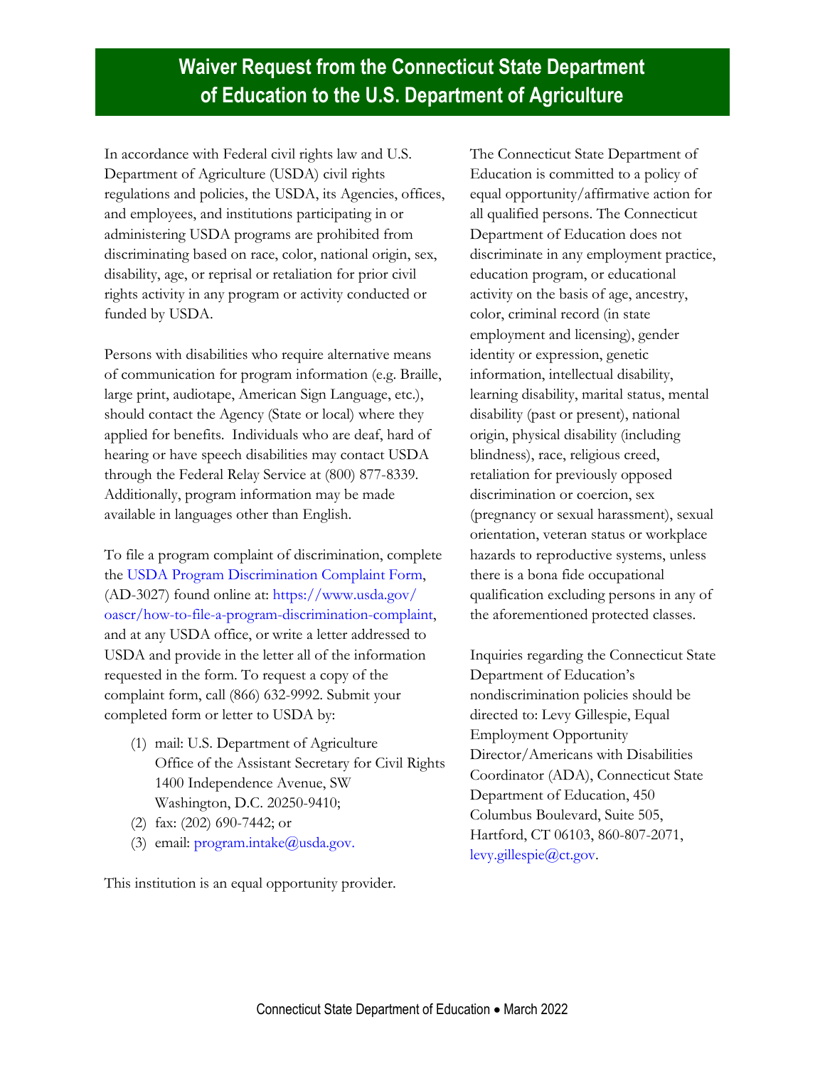# Waiver Request from the Connecticut State Department of Education to the U.S. Department of Agriculture

In accordance with Federal civil rights law and U.S. Department of Agriculture (USDA) civil rights regulations and policies, the USDA, its Agencies, offices, and employees, and institutions participating in or administering USDA programs are prohibited from discriminating based on race, color, national origin, sex, disability, age, or reprisal or retaliation for prior civil rights activity in any program or activity conducted or funded by USDA.

Persons with disabilities who require alternative means of communication for program information (e.g. Braille, large print, audiotape, American Sign Language, etc.), should contact the Agency (State or local) where they applied for benefits. Individuals who are deaf, hard of hearing or have speech disabilities may contact USDA through the Federal Relay Service at (800) 877-8339. Additionally, program information may be made available in languages other than English.

To file a program complaint of discrimination, complete the USDA Program Discrimination Complaint Form, (AD-3027) found online at: https://www.usda.gov/oascr/how-to-file-a-program-discrimination-complaint, and at any USDA office, or write a letter addressed to USDA and provide in the letter all of the information requested in the form. To request a copy of the complaint form, call (866) 632-9992. Submit your completed form or letter to USDA by:

1. mail: U.S. Department of Agriculture
   Office of the Assistant Secretary for Civil Rights
   1400 Independence Avenue, SW
   Washington, D.C. 20250-9410;
2. fax: (202) 690-7442; or
3. email: program.intake@usda.gov.

This institution is an equal opportunity provider.

The Connecticut State Department of Education is committed to a policy of equal opportunity/affirmative action for all qualified persons. The Connecticut Department of Education does not discriminate in any employment practice, education program, or educational activity on the basis of age, ancestry, color, criminal record (in state employment and licensing), gender identity or expression, genetic information, intellectual disability, learning disability, marital status, mental disability (past or present), national origin, physical disability (including blindness), race, religious creed, retaliation for previously opposed discrimination or coercion, sex (pregnancy or sexual harassment), sexual orientation, veteran status or workplace hazards to reproductive systems, unless there is a bona fide occupational qualification excluding persons in any of the aforementioned protected classes.

Inquiries regarding the Connecticut State Department of Education's nondiscrimination policies should be directed to: Levy Gillespie, Equal Employment Opportunity Director/Americans with Disabilities Coordinator (ADA), Connecticut State Department of Education, 450 Columbus Boulevard, Suite 505, Hartford, CT 06103, 860-807-2071, levy.gillespie@ct.gov.